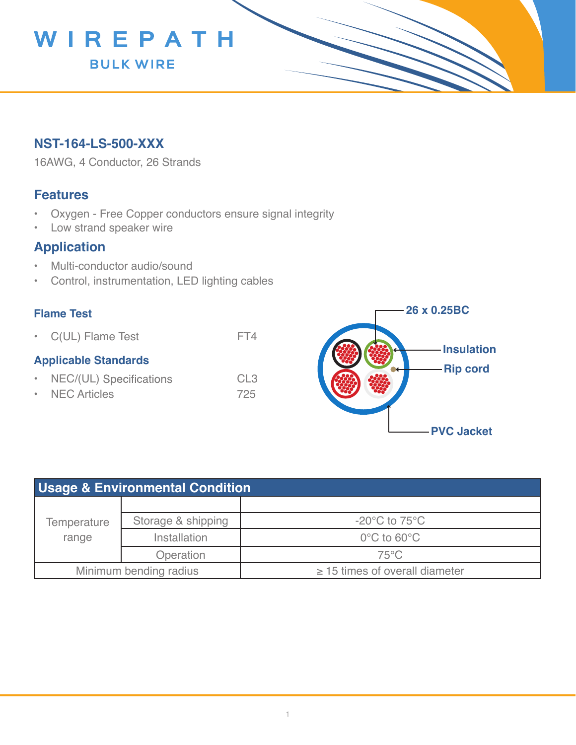# WIREPATH

BULK WIRE

## NST-164-LS-500-XXX

16AWG, 4 Conductor, 26 Strands

## Features

- Oxygen - Free Copper conductors ensure signal integrity
- Low strand speaker wire

## Application

- Multi-conductor audio/sound
- Control, instrumentation, LED lighting cables

### Flame Test

- C(UL) Flame Test FT4

### Applicable Standards

- NEC/(UL) Specifications CL3
- NEC Articles 725

26 x 0.25BC

Insulation

Rip cord

PVC Jacket

| Usage & Environmental Condition | | |
|---|---|---|
| Temperature range | | |
| | Storage & shipping | -20°C to 75°C |
| | Installation | 0°C to 60°C |
| | Operation | 75°C |
| Minimum bending radius | | ≥ 15 times of overall diameter |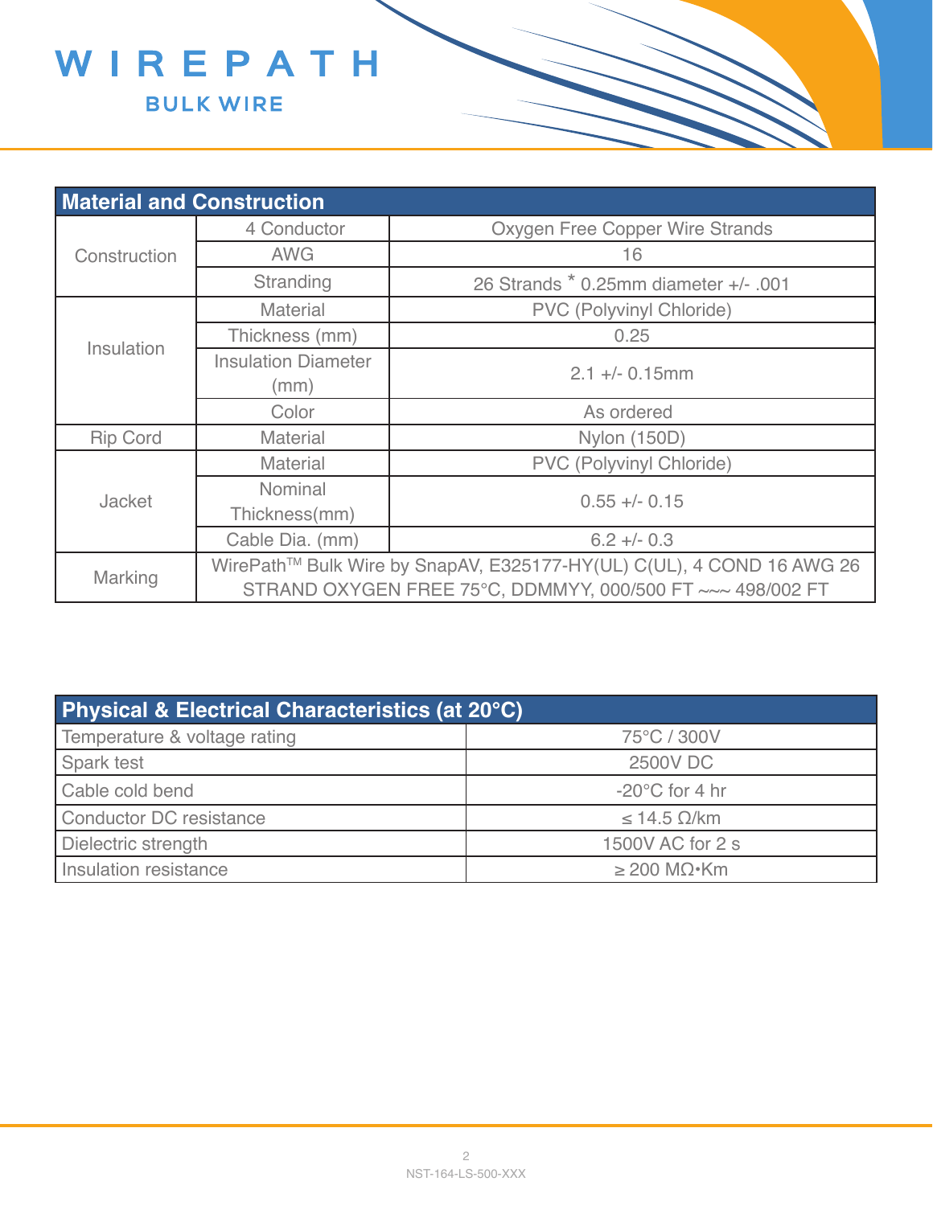WIREPATH

BULK WIRE

| Material and Construction | | |
|---|---|---|
| Construction | 4 Conductor | Oxygen Free Copper Wire Strands |
| | AWG | 16 |
| | Stranding | 26 Strands * 0.25mm diameter +/- .001 |
| Insulation | Material | PVC (Polyvinyl Chloride) |
| | Thickness (mm) | 0.25 |
| | Insulation Diameter (mm) | 2.1 +/- 0.15mm |
| | Color | As ordered |
| Rip Cord | Material | Nylon (150D) |
| Jacket | Material | PVC (Polyvinyl Chloride) |
| | Nominal Thickness(mm) | 0.55 +/- 0.15 |
| | Cable Dia. (mm) | 6.2 +/- 0.3 |
| Marking | WirePath™ Bulk Wire by SnapAV, E325177-HY(UL) C(UL), 4 COND 16 AWG 26 STRAND OXYGEN FREE 75°C, DDMMYY, 000/500 FT ~~~ 498/002 FT | |

| Physical & Electrical Characteristics (at 20°C) | |
|---|---|
| Temperature & voltage rating | 75°C / 300V |
| Spark test | 2500V DC |
| Cable cold bend | -20°C for 4 hr |
| Conductor DC resistance | ≤ 14.5 Ω/km |
| Dielectric strength | 1500V AC for 2 s |
| Insulation resistance | ≥ 200 MΩ•Km |

NST-164-LS-500-XXX